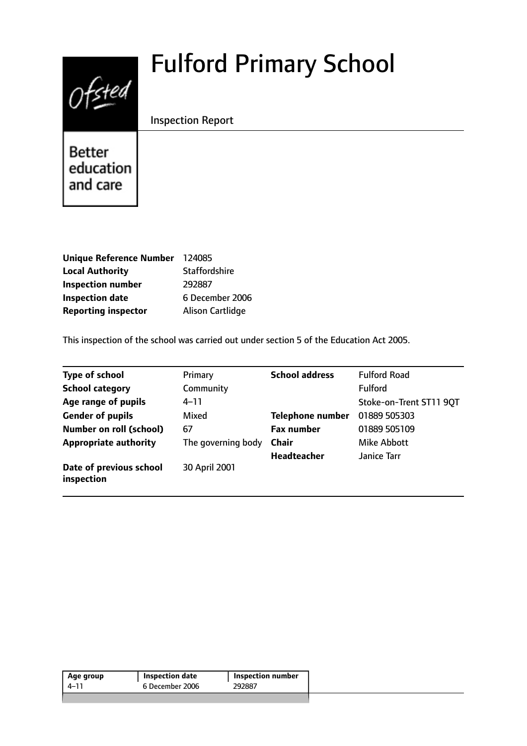# Fulford Primary School

Inspection Report

Better education and care

| | |
|---|---|
| **Unique Reference Number** | 124085 |
| **Local Authority** | Staffordshire |
| **Inspection number** | 292887 |
| **Inspection date** | 6 December 2006 |
| **Reporting inspector** | Alison Cartlidge |

This inspection of the school was carried out under section 5 of the Education Act 2005.

| | | | |
|---|---|---|---|
| **Type of school** | Primary | **School address** | Fulford Road |
| **School category** | Community | | Fulford |
| **Age range of pupils** | 4–11 | | Stoke-on-Trent ST11 9QT |
| **Gender of pupils** | Mixed | **Telephone number** | 01889 505303 |
| **Number on roll (school)** | 67 | **Fax number** | 01889 505109 |
| **Appropriate authority** | The governing body | **Chair** | Mike Abbott |
| | | **Headteacher** | Janice Tarr |
| **Date of previous school inspection** | 30 April 2001 | | |

| Age group | Inspection date | Inspection number |
|---|---|---|
| 4–11 | 6 December 2006 | 292887 |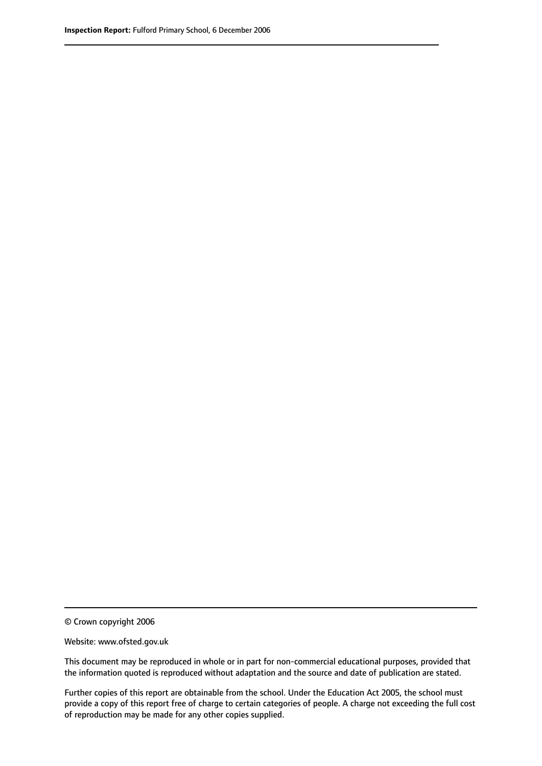© Crown copyright 2006

Website: www.ofsted.gov.uk

This document may be reproduced in whole or in part for non-commercial educational purposes, provided that the information quoted is reproduced without adaptation and the source and date of publication are stated.

Further copies of this report are obtainable from the school. Under the Education Act 2005, the school must provide a copy of this report free of charge to certain categories of people. A charge not exceeding the full cost of reproduction may be made for any other copies supplied.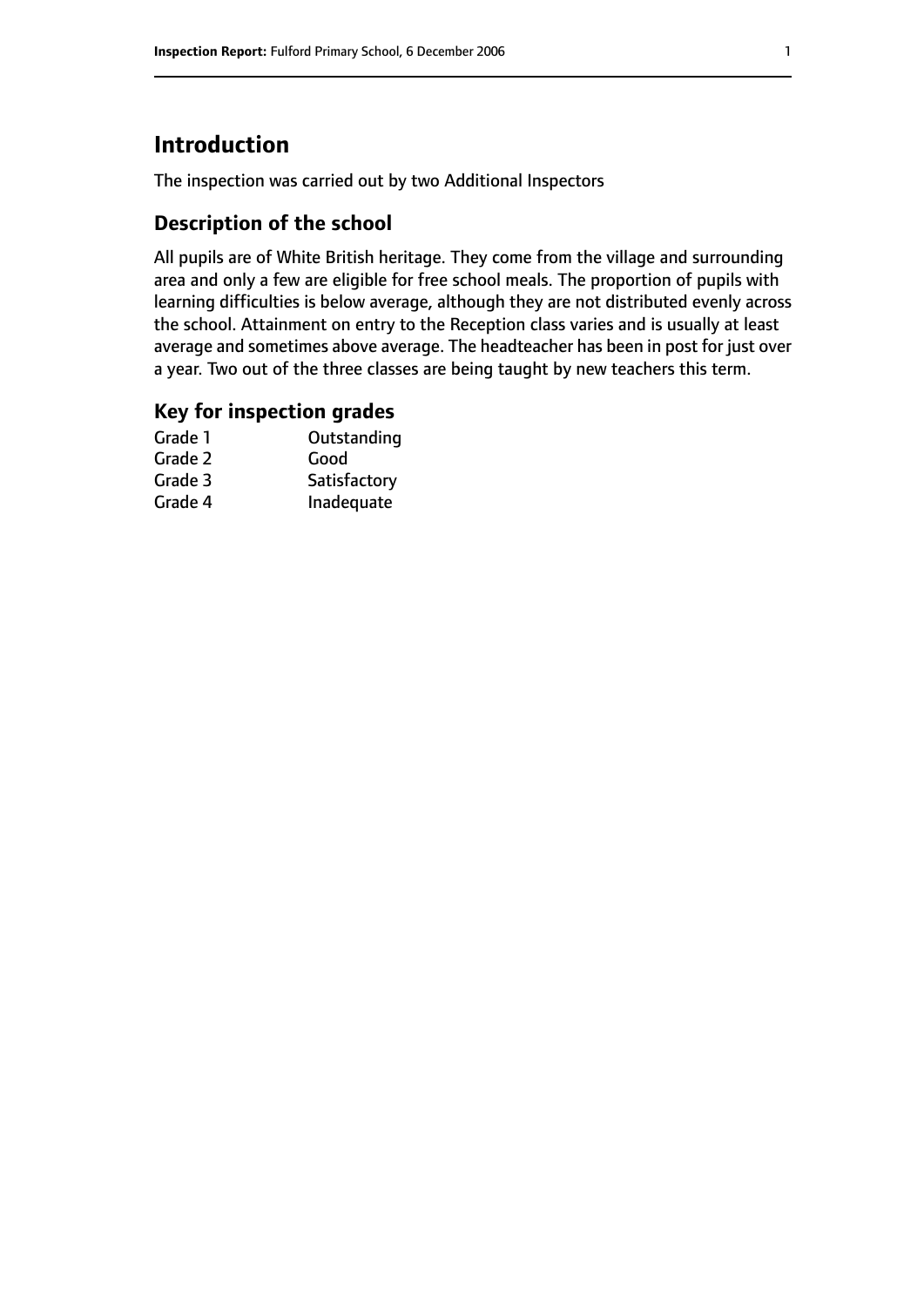# Introduction

The inspection was carried out by two Additional Inspectors

## Description of the school

All pupils are of White British heritage. They come from the village and surrounding area and only a few are eligible for free school meals. The proportion of pupils with learning difficulties is below average, although they are not distributed evenly across the school. Attainment on entry to the Reception class varies and is usually at least average and sometimes above average. The headteacher has been in post for just over a year. Two out of the three classes are being taught by new teachers this term.

## Key for inspection grades

| | |
|---|---|
| Grade 1 | Outstanding |
| Grade 2 | Good |
| Grade 3 | Satisfactory |
| Grade 4 | Inadequate |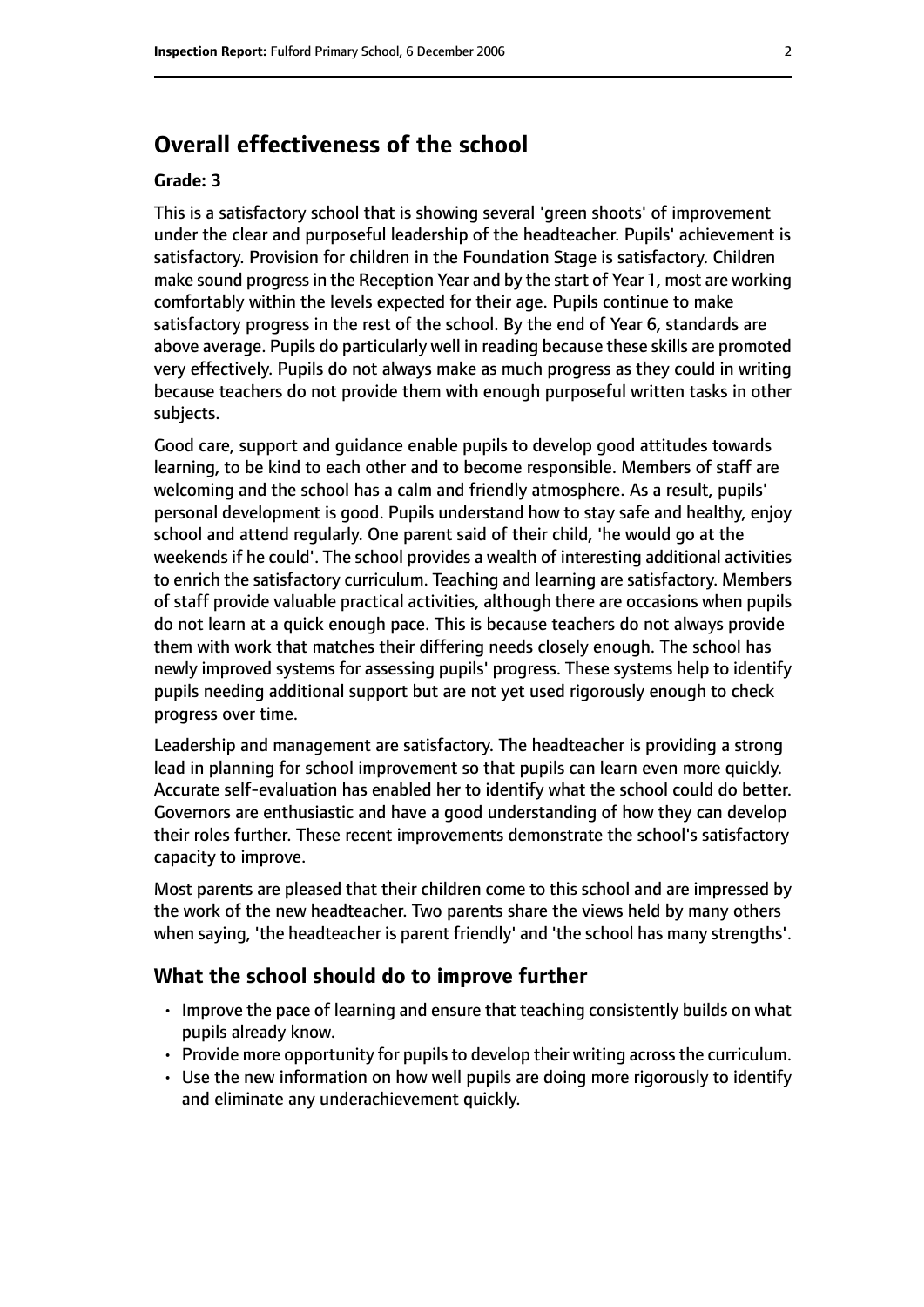# Overall effectiveness of the school

**Grade: 3**

This is a satisfactory school that is showing several 'green shoots' of improvement under the clear and purposeful leadership of the headteacher. Pupils' achievement is satisfactory. Provision for children in the Foundation Stage is satisfactory. Children make sound progress in the Reception Year and by the start of Year 1, most are working comfortably within the levels expected for their age. Pupils continue to make satisfactory progress in the rest of the school. By the end of Year 6, standards are above average. Pupils do particularly well in reading because these skills are promoted very effectively. Pupils do not always make as much progress as they could in writing because teachers do not provide them with enough purposeful written tasks in other subjects.

Good care, support and guidance enable pupils to develop good attitudes towards learning, to be kind to each other and to become responsible. Members of staff are welcoming and the school has a calm and friendly atmosphere. As a result, pupils' personal development is good. Pupils understand how to stay safe and healthy, enjoy school and attend regularly. One parent said of their child, 'he would go at the weekends if he could'. The school provides a wealth of interesting additional activities to enrich the satisfactory curriculum. Teaching and learning are satisfactory. Members of staff provide valuable practical activities, although there are occasions when pupils do not learn at a quick enough pace. This is because teachers do not always provide them with work that matches their differing needs closely enough. The school has newly improved systems for assessing pupils' progress. These systems help to identify pupils needing additional support but are not yet used rigorously enough to check progress over time.

Leadership and management are satisfactory. The headteacher is providing a strong lead in planning for school improvement so that pupils can learn even more quickly. Accurate self-evaluation has enabled her to identify what the school could do better. Governors are enthusiastic and have a good understanding of how they can develop their roles further. These recent improvements demonstrate the school's satisfactory capacity to improve.

Most parents are pleased that their children come to this school and are impressed by the work of the new headteacher. Two parents share the views held by many others when saying, 'the headteacher is parent friendly' and 'the school has many strengths'.

## What the school should do to improve further

- Improve the pace of learning and ensure that teaching consistently builds on what pupils already know.
- Provide more opportunity for pupils to develop their writing across the curriculum.
- Use the new information on how well pupils are doing more rigorously to identify and eliminate any underachievement quickly.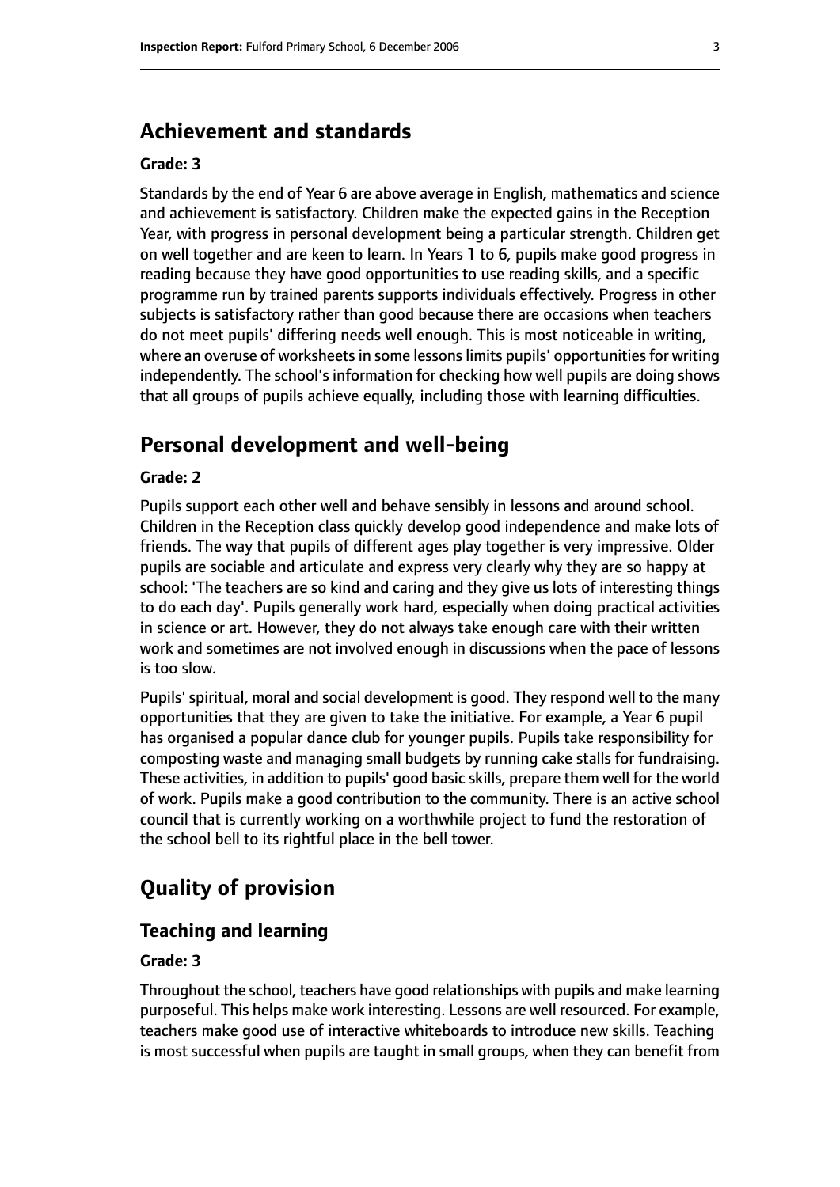## Achievement and standards

**Grade: 3**

Standards by the end of Year 6 are above average in English, mathematics and science and achievement is satisfactory. Children make the expected gains in the Reception Year, with progress in personal development being a particular strength. Children get on well together and are keen to learn. In Years 1 to 6, pupils make good progress in reading because they have good opportunities to use reading skills, and a specific programme run by trained parents supports individuals effectively. Progress in other subjects is satisfactory rather than good because there are occasions when teachers do not meet pupils' differing needs well enough. This is most noticeable in writing, where an overuse of worksheets in some lessons limits pupils' opportunities for writing independently. The school's information for checking how well pupils are doing shows that all groups of pupils achieve equally, including those with learning difficulties.

## Personal development and well-being

**Grade: 2**

Pupils support each other well and behave sensibly in lessons and around school. Children in the Reception class quickly develop good independence and make lots of friends. The way that pupils of different ages play together is very impressive. Older pupils are sociable and articulate and express very clearly why they are so happy at school: 'The teachers are so kind and caring and they give us lots of interesting things to do each day'. Pupils generally work hard, especially when doing practical activities in science or art. However, they do not always take enough care with their written work and sometimes are not involved enough in discussions when the pace of lessons is too slow.

Pupils' spiritual, moral and social development is good. They respond well to the many opportunities that they are given to take the initiative. For example, a Year 6 pupil has organised a popular dance club for younger pupils. Pupils take responsibility for composting waste and managing small budgets by running cake stalls for fundraising. These activities, in addition to pupils' good basic skills, prepare them well for the world of work. Pupils make a good contribution to the community. There is an active school council that is currently working on a worthwhile project to fund the restoration of the school bell to its rightful place in the bell tower.

# Quality of provision

## Teaching and learning

**Grade: 3**

Throughout the school, teachers have good relationships with pupils and make learning purposeful. This helps make work interesting. Lessons are well resourced. For example, teachers make good use of interactive whiteboards to introduce new skills. Teaching is most successful when pupils are taught in small groups, when they can benefit from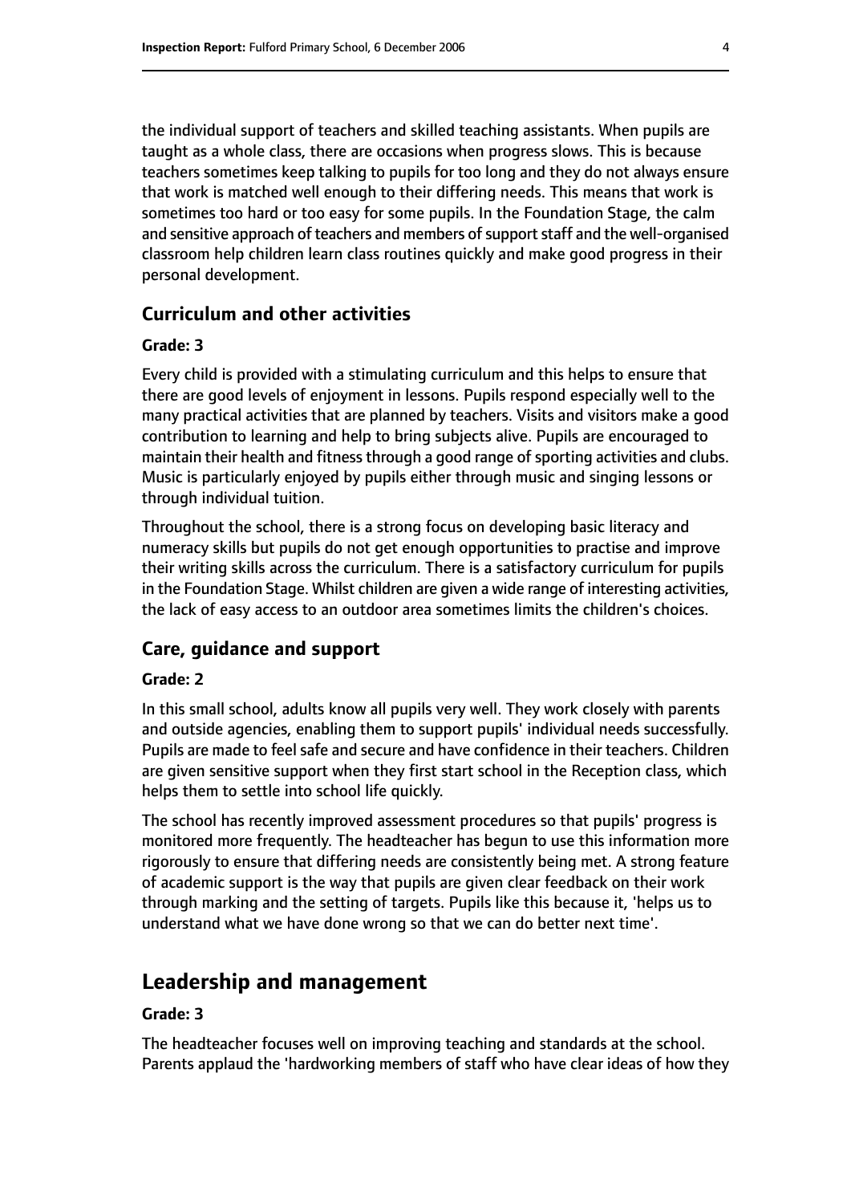the individual support of teachers and skilled teaching assistants. When pupils are taught as a whole class, there are occasions when progress slows. This is because teachers sometimes keep talking to pupils for too long and they do not always ensure that work is matched well enough to their differing needs. This means that work is sometimes too hard or too easy for some pupils. In the Foundation Stage, the calm and sensitive approach of teachers and members of support staff and the well-organised classroom help children learn class routines quickly and make good progress in their personal development.

### Curriculum and other activities

#### Grade: 3

Every child is provided with a stimulating curriculum and this helps to ensure that there are good levels of enjoyment in lessons. Pupils respond especially well to the many practical activities that are planned by teachers. Visits and visitors make a good contribution to learning and help to bring subjects alive. Pupils are encouraged to maintain their health and fitness through a good range of sporting activities and clubs. Music is particularly enjoyed by pupils either through music and singing lessons or through individual tuition.

Throughout the school, there is a strong focus on developing basic literacy and numeracy skills but pupils do not get enough opportunities to practise and improve their writing skills across the curriculum. There is a satisfactory curriculum for pupils in the Foundation Stage. Whilst children are given a wide range of interesting activities, the lack of easy access to an outdoor area sometimes limits the children's choices.

### Care, guidance and support

#### Grade: 2

In this small school, adults know all pupils very well. They work closely with parents and outside agencies, enabling them to support pupils' individual needs successfully. Pupils are made to feel safe and secure and have confidence in their teachers. Children are given sensitive support when they first start school in the Reception class, which helps them to settle into school life quickly.

The school has recently improved assessment procedures so that pupils' progress is monitored more frequently. The headteacher has begun to use this information more rigorously to ensure that differing needs are consistently being met. A strong feature of academic support is the way that pupils are given clear feedback on their work through marking and the setting of targets. Pupils like this because it, 'helps us to understand what we have done wrong so that we can do better next time'.

## Leadership and management

#### Grade: 3

The headteacher focuses well on improving teaching and standards at the school. Parents applaud the 'hardworking members of staff who have clear ideas of how they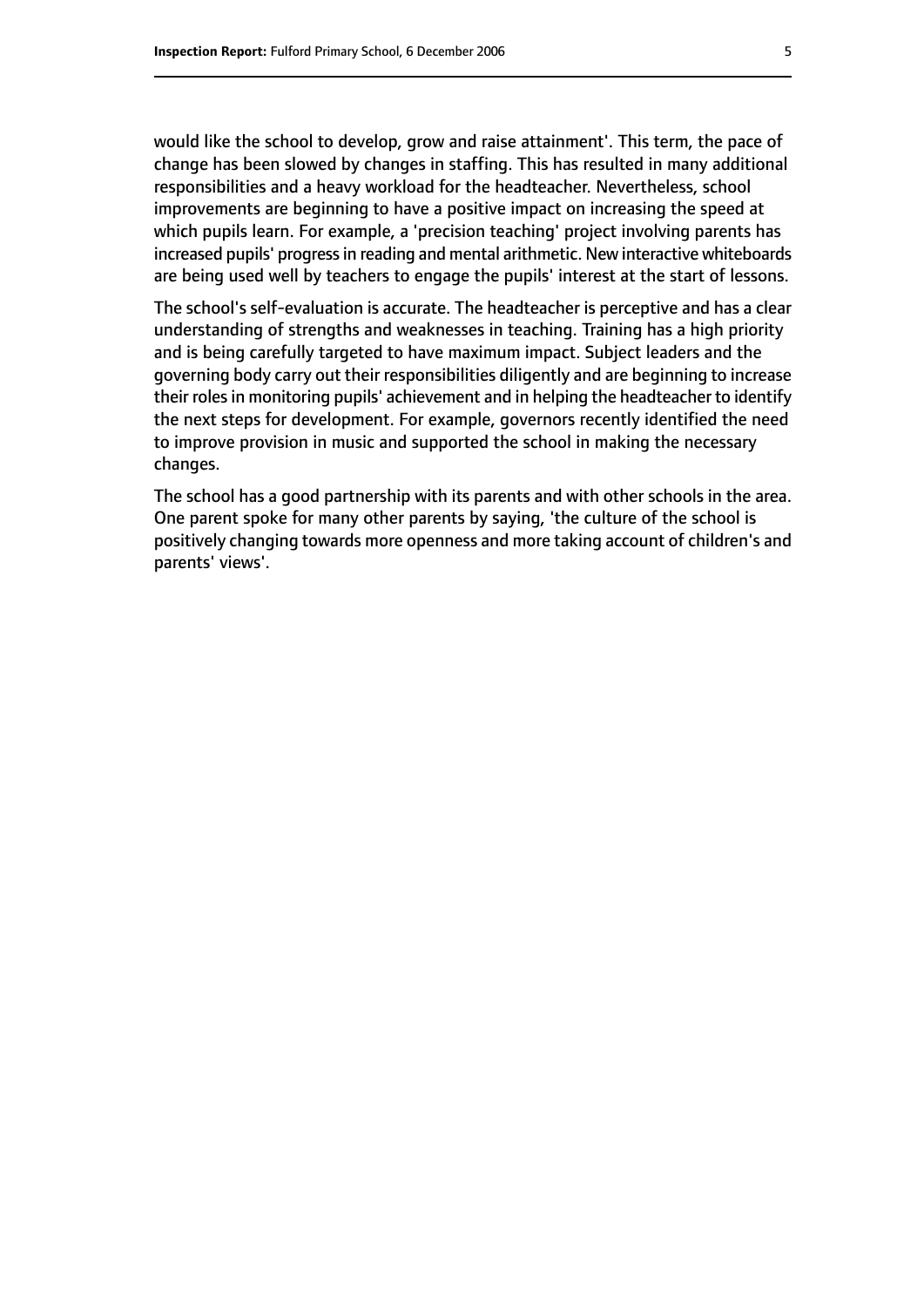would like the school to develop, grow and raise attainment'. This term, the pace of change has been slowed by changes in staffing. This has resulted in many additional responsibilities and a heavy workload for the headteacher. Nevertheless, school improvements are beginning to have a positive impact on increasing the speed at which pupils learn. For example, a 'precision teaching' project involving parents has increased pupils' progress in reading and mental arithmetic. New interactive whiteboards are being used well by teachers to engage the pupils' interest at the start of lessons.

The school's self-evaluation is accurate. The headteacher is perceptive and has a clear understanding of strengths and weaknesses in teaching. Training has a high priority and is being carefully targeted to have maximum impact. Subject leaders and the governing body carry out their responsibilities diligently and are beginning to increase their roles in monitoring pupils' achievement and in helping the headteacher to identify the next steps for development. For example, governors recently identified the need to improve provision in music and supported the school in making the necessary changes.

The school has a good partnership with its parents and with other schools in the area. One parent spoke for many other parents by saying, 'the culture of the school is positively changing towards more openness and more taking account of children's and parents' views'.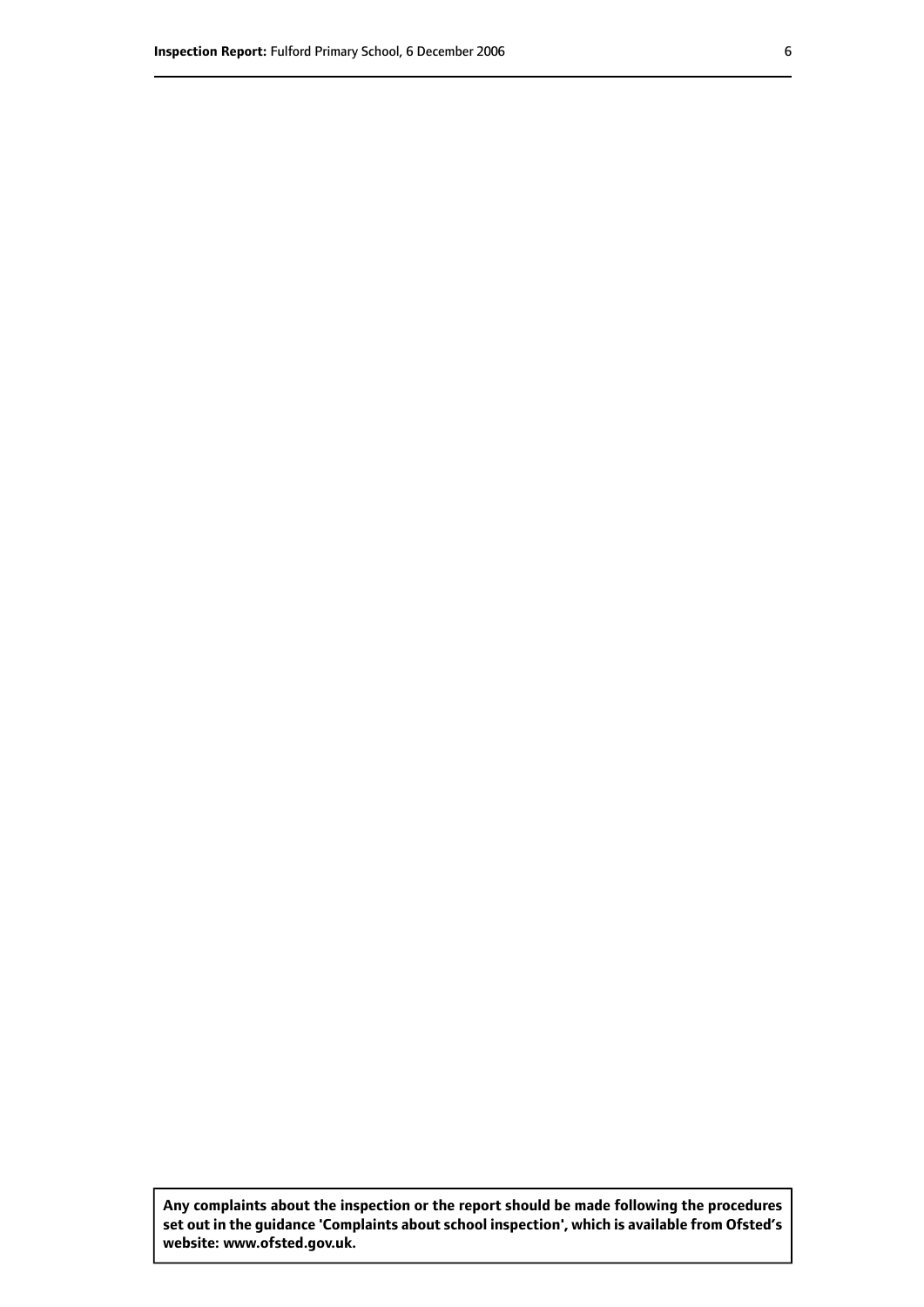**Any complaints about the inspection or the report should be made following the procedures set out in the guidance 'Complaints about school inspection', which is available from Ofsted's website: www.ofsted.gov.uk.**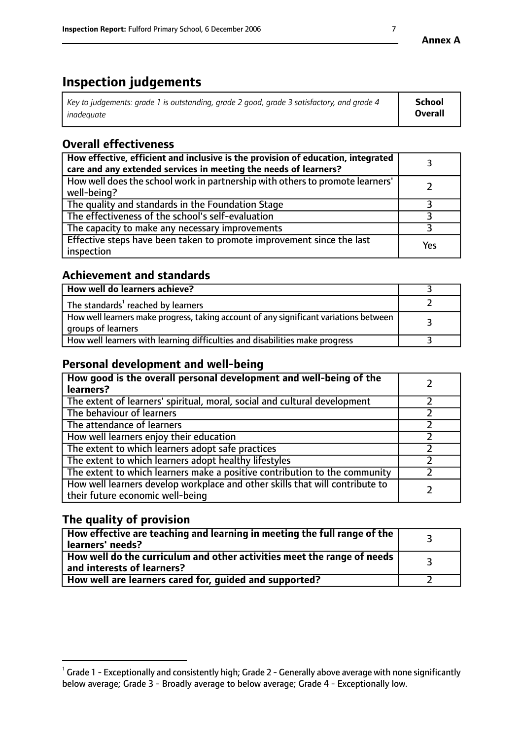**Annex A**

# Inspection judgements

| *Key to judgements: grade 1 is outstanding, grade 2 good, grade 3 satisfactory, and grade 4 inadequate* | **School Overall** |
|---|---|

## Overall effectiveness

| | |
|---|---|
| **How effective, efficient and inclusive is the provision of education, integrated care and any extended services in meeting the needs of learners?** | 3 |
| How well does the school work in partnership with others to promote learners' well-being? | 2 |
| The quality and standards in the Foundation Stage | 3 |
| The effectiveness of the school's self-evaluation | 3 |
| The capacity to make any necessary improvements | 3 |
| Effective steps have been taken to promote improvement since the last inspection | Yes |

## Achievement and standards

| | |
|---|---|
| **How well do learners achieve?** | 3 |
| The standards[1] reached by learners | 2 |
| How well learners make progress, taking account of any significant variations between groups of learners | 3 |
| How well learners with learning difficulties and disabilities make progress | 3 |

## Personal development and well-being

| | |
|---|---|
| **How good is the overall personal development and well-being of the learners?** | 2 |
| The extent of learners' spiritual, moral, social and cultural development | 2 |
| The behaviour of learners | 2 |
| The attendance of learners | 2 |
| How well learners enjoy their education | 2 |
| The extent to which learners adopt safe practices | 2 |
| The extent to which learners adopt healthy lifestyles | 2 |
| The extent to which learners make a positive contribution to the community | 2 |
| How well learners develop workplace and other skills that will contribute to their future economic well-being | 2 |

## The quality of provision

| | |
|---|---|
| **How effective are teaching and learning in meeting the full range of the learners' needs?** | 3 |
| **How well do the curriculum and other activities meet the range of needs and interests of learners?** | 3 |
| **How well are learners cared for, guided and supported?** | 2 |

[1] Grade 1 - Exceptionally and consistently high; Grade 2 - Generally above average with none significantly below average; Grade 3 - Broadly average to below average; Grade 4 - Exceptionally low.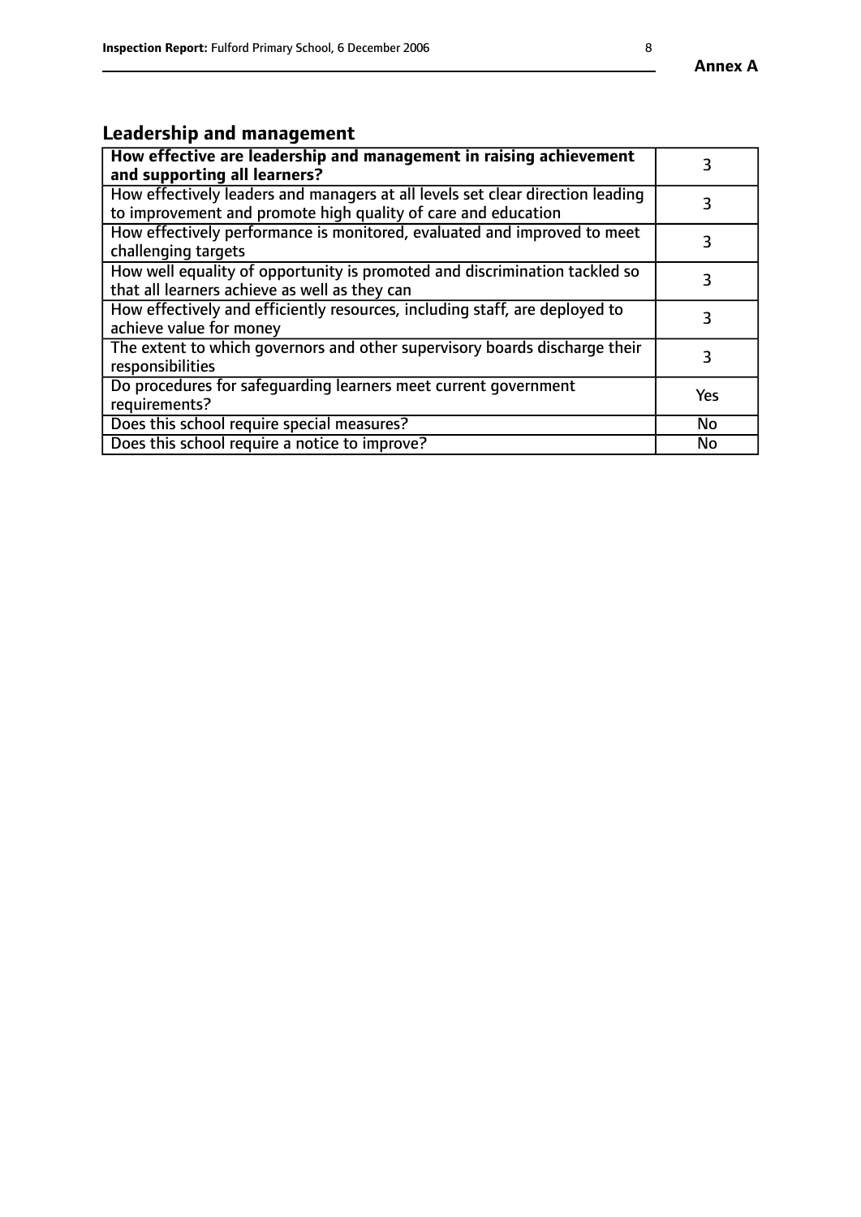## Leadership and management

| **How effective are leadership and management in raising achievement and supporting all learners?** | 3 |
|---|---|
| How effectively leaders and managers at all levels set clear direction leading to improvement and promote high quality of care and education | 3 |
| How effectively performance is monitored, evaluated and improved to meet challenging targets | 3 |
| How well equality of opportunity is promoted and discrimination tackled so that all learners achieve as well as they can | 3 |
| How effectively and efficiently resources, including staff, are deployed to achieve value for money | 3 |
| The extent to which governors and other supervisory boards discharge their responsibilities | 3 |
| Do procedures for safeguarding learners meet current government requirements? | Yes |
| Does this school require special measures? | No |
| Does this school require a notice to improve? | No |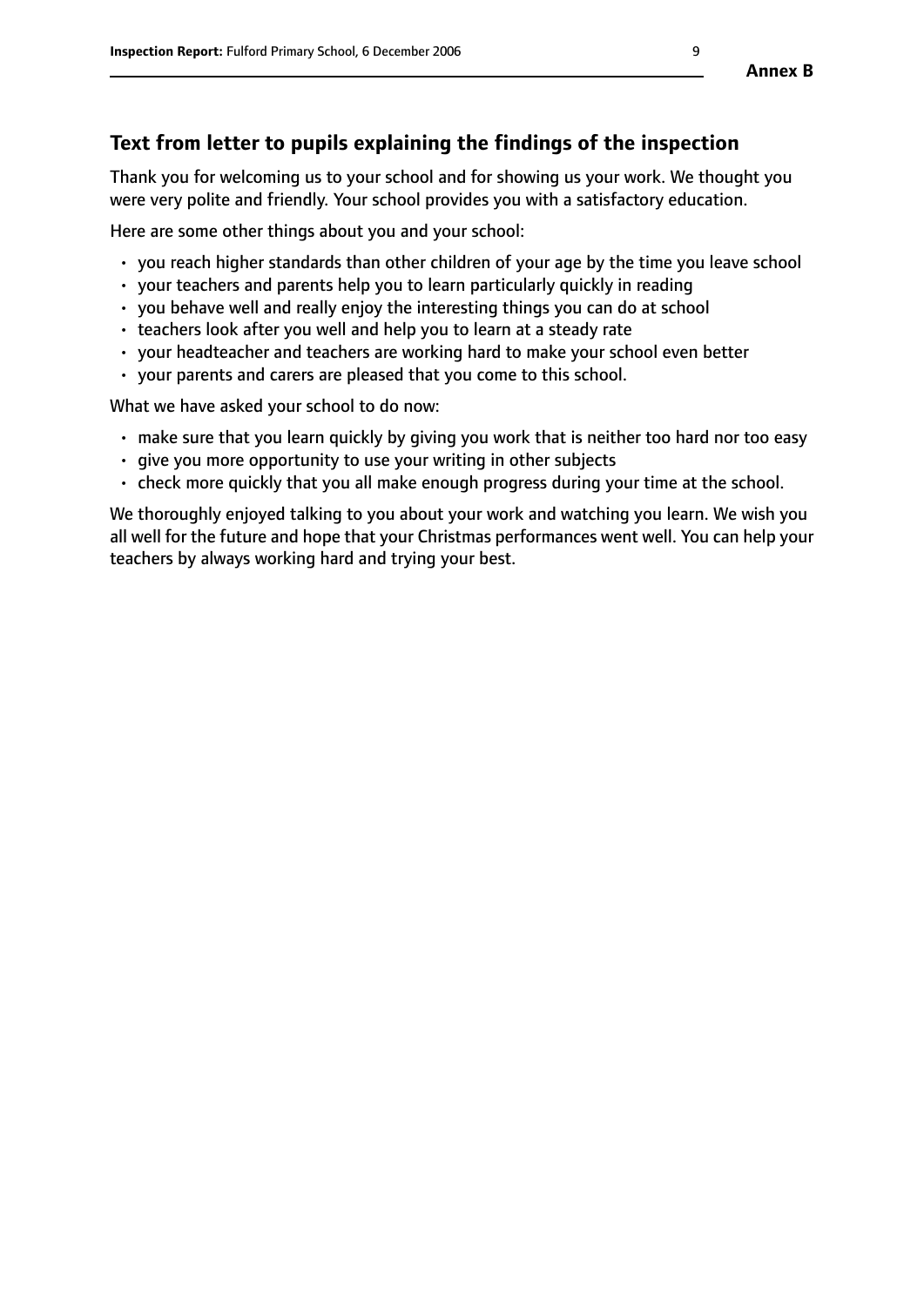## Text from letter to pupils explaining the findings of the inspection

Thank you for welcoming us to your school and for showing us your work. We thought you were very polite and friendly. Your school provides you with a satisfactory education.

Here are some other things about you and your school:

- you reach higher standards than other children of your age by the time you leave school
- your teachers and parents help you to learn particularly quickly in reading
- you behave well and really enjoy the interesting things you can do at school
- teachers look after you well and help you to learn at a steady rate
- your headteacher and teachers are working hard to make your school even better
- your parents and carers are pleased that you come to this school.

What we have asked your school to do now:

- make sure that you learn quickly by giving you work that is neither too hard nor too easy
- give you more opportunity to use your writing in other subjects
- check more quickly that you all make enough progress during your time at the school.

We thoroughly enjoyed talking to you about your work and watching you learn. We wish you all well for the future and hope that your Christmas performances went well. You can help your teachers by always working hard and trying your best.